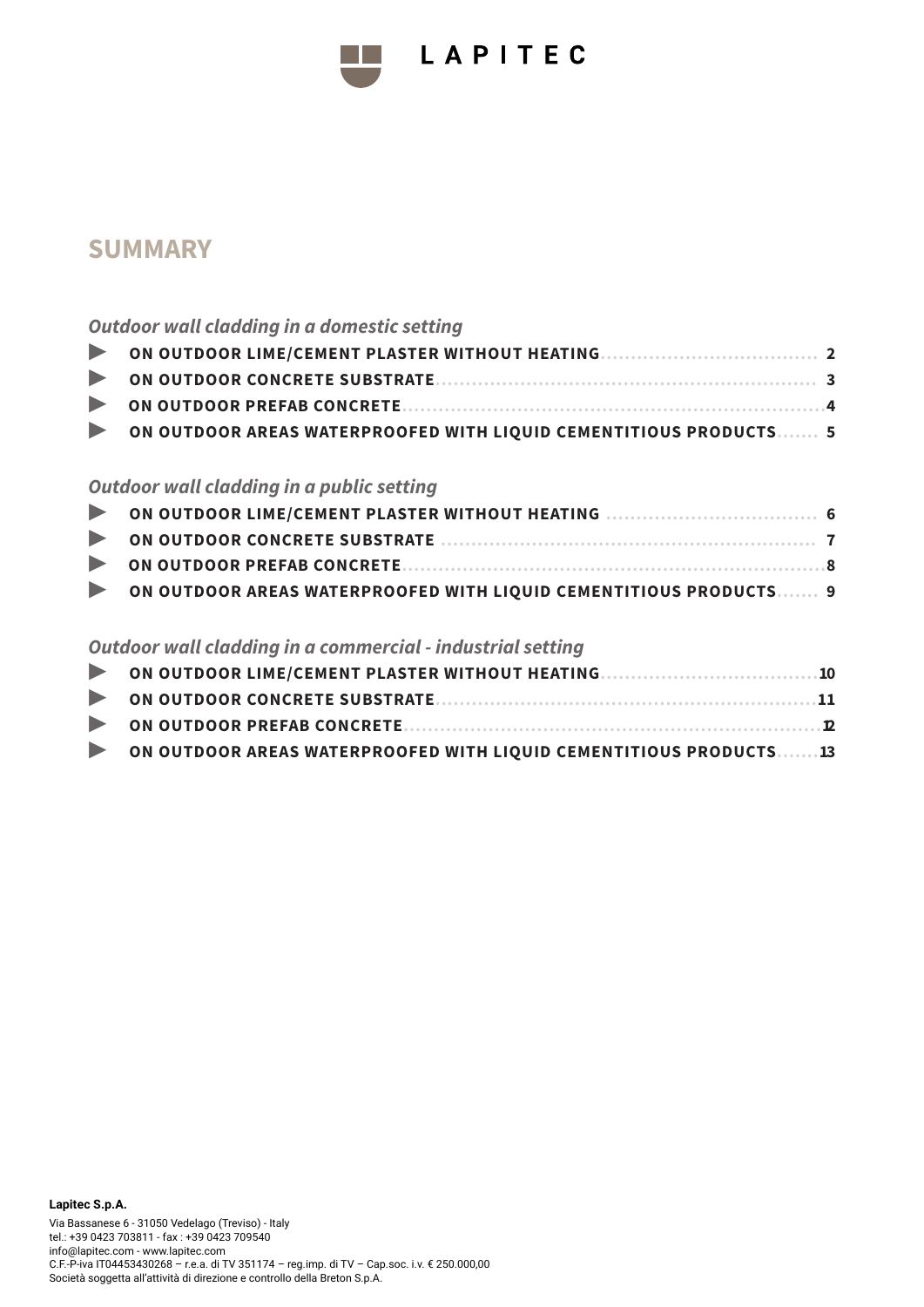LAPITEC

# SUMMARY

*Outdoor wall cladding in a domestic setting*

- **ON OUTDOOR LIME/CEMENT PLASTER WITHOUT HEATING** ........ 2
- **ON OUTDOOR CONCRETE SUBSTRATE** ........ 3
- **ON OUTDOOR PREFAB CONCRETE** ........ 4
- **ON OUTDOOR AREAS WATERPROOFED WITH LIQUID CEMENTITIOUS PRODUCTS** ........ 5

*Outdoor wall cladding in a public setting*

- **ON OUTDOOR LIME/CEMENT PLASTER WITHOUT HEATING** ........ 6
- **ON OUTDOOR CONCRETE SUBSTRATE** ........ 7
- **ON OUTDOOR PREFAB CONCRETE** ........ 8
- **ON OUTDOOR AREAS WATERPROOFED WITH LIQUID CEMENTITIOUS PRODUCTS** ........ 9

*Outdoor wall cladding in a commercial - industrial setting*

- **ON OUTDOOR LIME/CEMENT PLASTER WITHOUT HEATING** ........ 10
- **ON OUTDOOR CONCRETE SUBSTRATE** ........ 11
- **ON OUTDOOR PREFAB CONCRETE** ........ 12
- **ON OUTDOOR AREAS WATERPROOFED WITH LIQUID CEMENTITIOUS PRODUCTS** ........ 13

**Lapitec S.p.A.**

Via Bassanese 6 - 31050 Vedelago (Treviso) - Italy
tel.: +39 0423 703811 - fax : +39 0423 709540
info@lapitec.com - www.lapitec.com
C.F.-P-iva IT04453430268 – r.e.a. di TV 351174 – reg.imp. di TV – Cap.soc. i.v. € 250.000,00
Società soggetta all'attività di direzione e controllo della Breton S.p.A.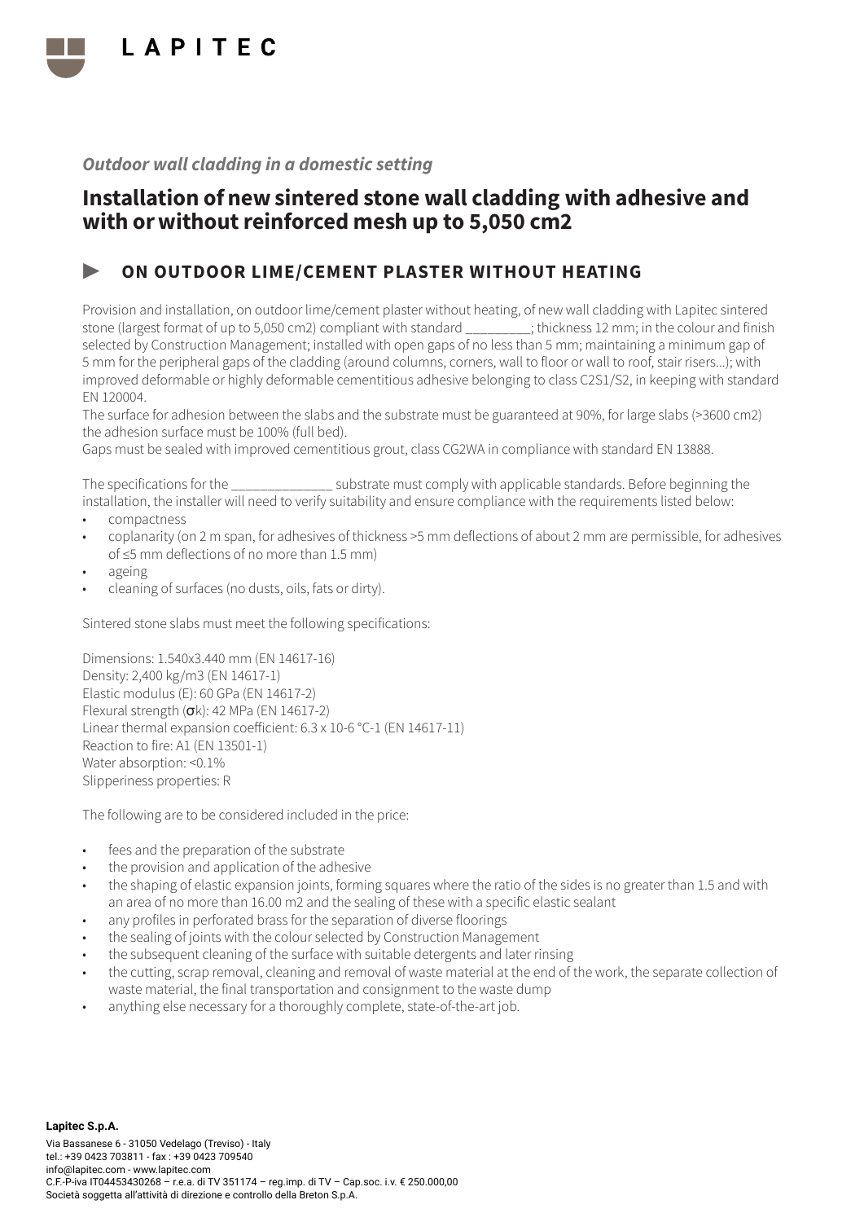*Outdoor wall cladding in a domestic setting*

# Installation of new sintered stone wall cladding with adhesive and with or without reinforced mesh up to 5,050 cm2

## ▶ ON OUTDOOR LIME/CEMENT PLASTER WITHOUT HEATING

Provision and installation, on outdoor lime/cement plaster without heating, of new wall cladding with Lapitec sintered stone (largest format of up to 5,050 cm2) compliant with standard _________; thickness 12 mm; in the colour and finish selected by Construction Management; installed with open gaps of no less than 5 mm; maintaining a minimum gap of 5 mm for the peripheral gaps of the cladding (around columns, corners, wall to floor or wall to roof, stair risers...); with improved deformable or highly deformable cementitious adhesive belonging to class C2S1/S2, in keeping with standard EN 120004.
The surface for adhesion between the slabs and the substrate must be guaranteed at 90%, for large slabs (>3600 cm2) the adhesion surface must be 100% (full bed).
Gaps must be sealed with improved cementitious grout, class CG2WA in compliance with standard EN 13888.

The specifications for the ______________ substrate must comply with applicable standards. Before beginning the installation, the installer will need to verify suitability and ensure compliance with the requirements listed below:

- compactness
- coplanarity (on 2 m span, for adhesives of thickness >5 mm deflections of about 2 mm are permissible, for adhesives of ≤5 mm deflections of no more than 1.5 mm)
- ageing
- cleaning of surfaces (no dusts, oils, fats or dirty).

Sintered stone slabs must meet the following specifications:

Dimensions: 1.540x3.440 mm (EN 14617-16)
Density: 2,400 kg/m3 (EN 14617-1)
Elastic modulus (E): 60 GPa (EN 14617-2)
Flexural strength ($\sigma k$): 42 MPa (EN 14617-2)
Linear thermal expansion coefficient: 6.3 x 10-6 °C-1 (EN 14617-11)
Reaction to fire: A1 (EN 13501-1)
Water absorption: <0.1%
Slipperiness properties: R

The following are to be considered included in the price:

- fees and the preparation of the substrate
- the provision and application of the adhesive
- the shaping of elastic expansion joints, forming squares where the ratio of the sides is no greater than 1.5 and with an area of no more than 16.00 m2 and the sealing of these with a specific elastic sealant
- any profiles in perforated brass for the separation of diverse floorings
- the sealing of joints with the colour selected by Construction Management
- the subsequent cleaning of the surface with suitable detergents and later rinsing
- the cutting, scrap removal, cleaning and removal of waste material at the end of the work, the separate collection of waste material, the final transportation and consignment to the waste dump
- anything else necessary for a thoroughly complete, state-of-the-art job.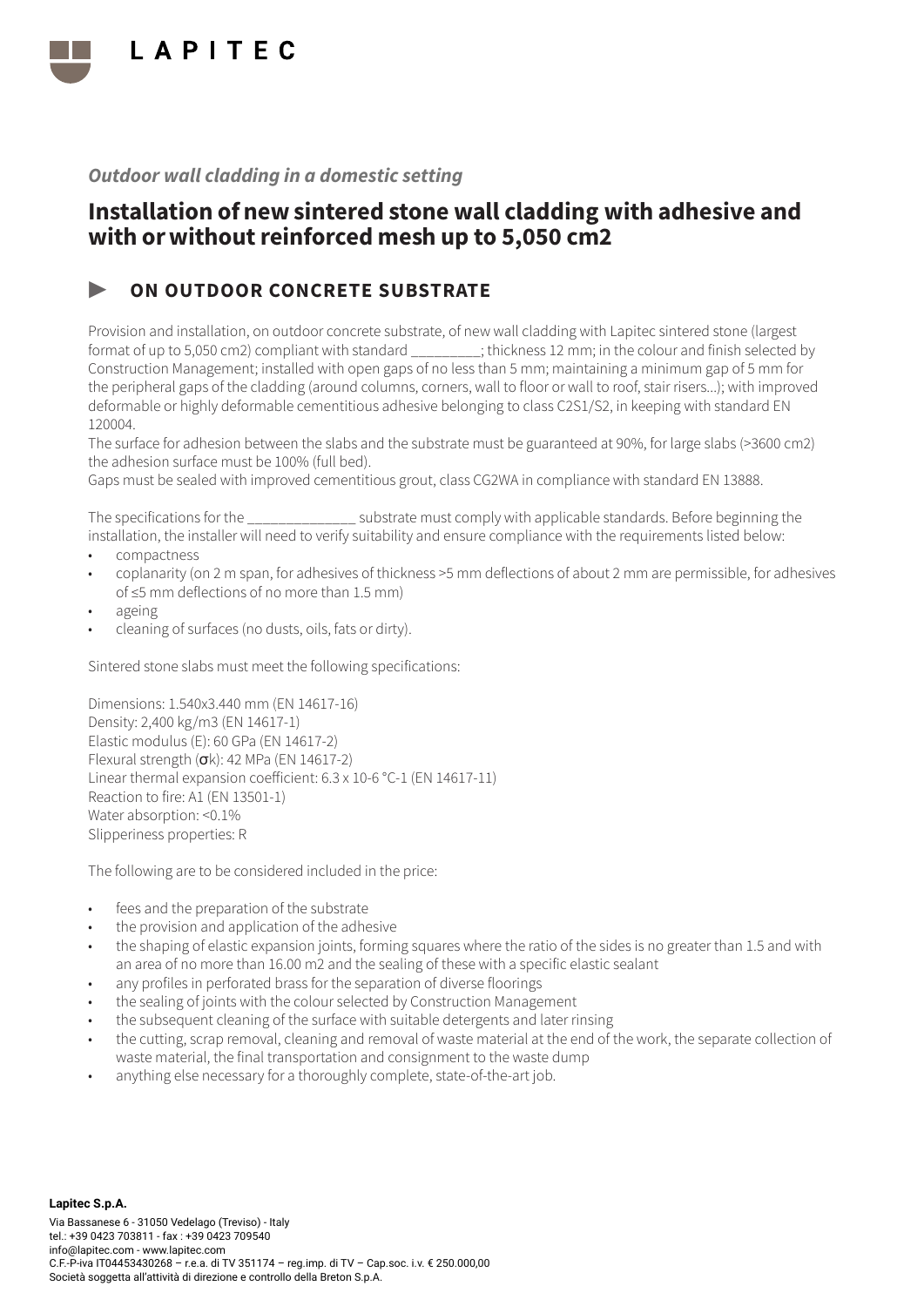*Outdoor wall cladding in a domestic setting*

# Installation of new sintered stone wall cladding with adhesive and with or without reinforced mesh up to 5,050 cm2

## ▶ ON OUTDOOR CONCRETE SUBSTRATE

Provision and installation, on outdoor concrete substrate, of new wall cladding with Lapitec sintered stone (largest format of up to 5,050 cm2) compliant with standard _________; thickness 12 mm; in the colour and finish selected by Construction Management; installed with open gaps of no less than 5 mm; maintaining a minimum gap of 5 mm for the peripheral gaps of the cladding (around columns, corners, wall to floor or wall to roof, stair risers...); with improved deformable or highly deformable cementitious adhesive belonging to class C2S1/S2, in keeping with standard EN 120004.

The surface for adhesion between the slabs and the substrate must be guaranteed at 90%, for large slabs (>3600 cm2) the adhesion surface must be 100% (full bed).

Gaps must be sealed with improved cementitious grout, class CG2WA in compliance with standard EN 13888.

The specifications for the ______________ substrate must comply with applicable standards. Before beginning the installation, the installer will need to verify suitability and ensure compliance with the requirements listed below:

- compactness
- coplanarity (on 2 m span, for adhesives of thickness >5 mm deflections of about 2 mm are permissible, for adhesives of ≤5 mm deflections of no more than 1.5 mm)
- ageing
- cleaning of surfaces (no dusts, oils, fats or dirty).

Sintered stone slabs must meet the following specifications:

Dimensions: 1.540x3.440 mm (EN 14617-16)
Density: 2,400 kg/m3 (EN 14617-1)
Elastic modulus (E): 60 GPa (EN 14617-2)
Flexural strength ($\sigma k$): 42 MPa (EN 14617-2)
Linear thermal expansion coefficient: 6.3 x 10-6 °C-1 (EN 14617-11)
Reaction to fire: A1 (EN 13501-1)
Water absorption: <0.1%
Slipperiness properties: R

The following are to be considered included in the price:

- fees and the preparation of the substrate
- the provision and application of the adhesive
- the shaping of elastic expansion joints, forming squares where the ratio of the sides is no greater than 1.5 and with an area of no more than 16.00 m2 and the sealing of these with a specific elastic sealant
- any profiles in perforated brass for the separation of diverse floorings
- the sealing of joints with the colour selected by Construction Management
- the subsequent cleaning of the surface with suitable detergents and later rinsing
- the cutting, scrap removal, cleaning and removal of waste material at the end of the work, the separate collection of waste material, the final transportation and consignment to the waste dump
- anything else necessary for a thoroughly complete, state-of-the-art job.

**Lapitec S.p.A.**
Via Bassanese 6 - 31050 Vedelago (Treviso) - Italy
tel.: +39 0423 703811 - fax : +39 0423 709540
info@lapitec.com - www.lapitec.com
C.F.-P.iva IT04453430268 – r.e.a. di TV 351174 – reg.imp. di TV – Cap.soc. i.v. € 250.000,00
Società soggetta all'attività di direzione e controllo della Breton S.p.A.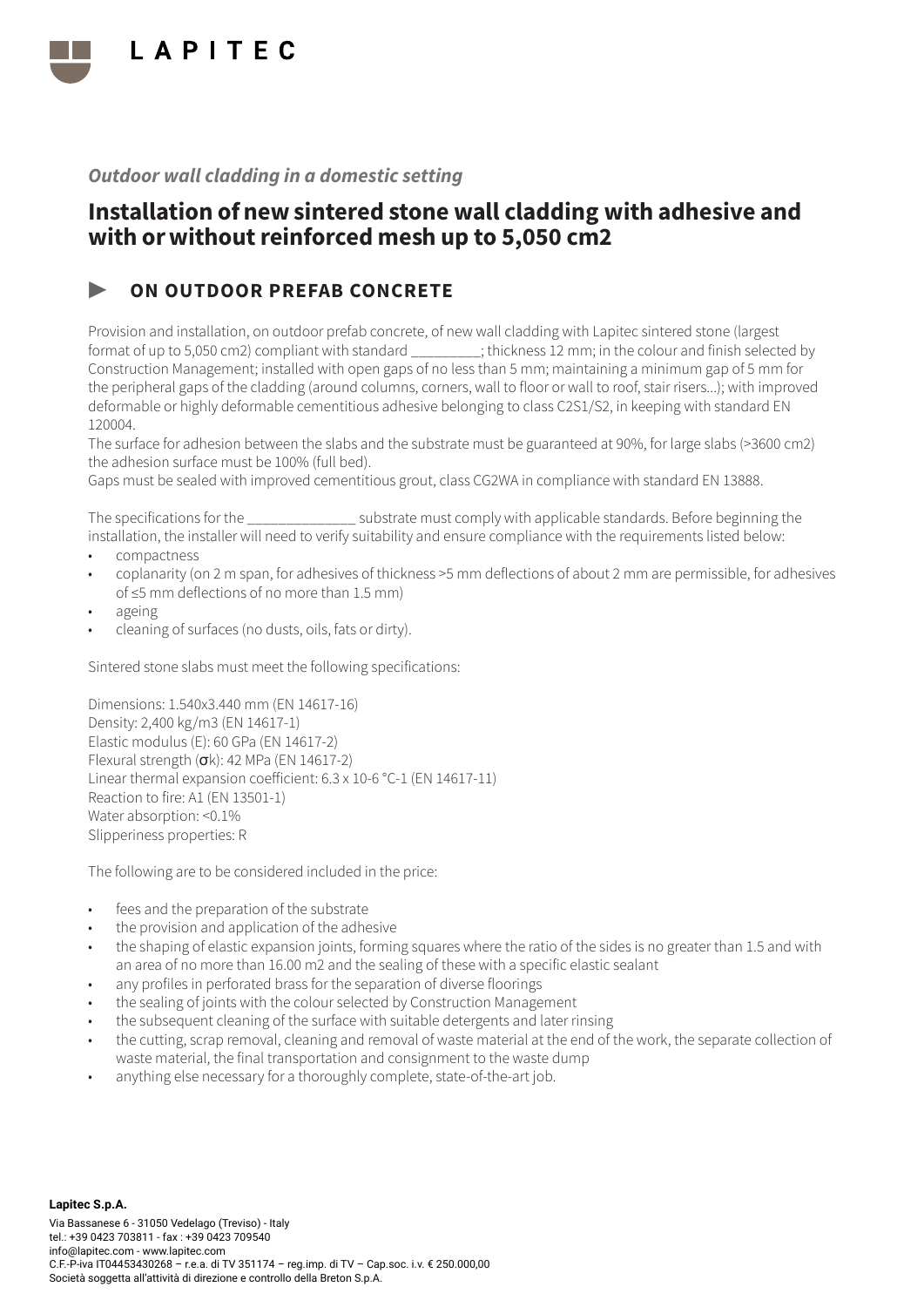*Outdoor wall cladding in a domestic setting*

# Installation of new sintered stone wall cladding with adhesive and with or without reinforced mesh up to 5,050 cm2

## ON OUTDOOR PREFAB CONCRETE

Provision and installation, on outdoor prefab concrete, of new wall cladding with Lapitec sintered stone (largest format of up to 5,050 cm2) compliant with standard _________; thickness 12 mm; in the colour and finish selected by Construction Management; installed with open gaps of no less than 5 mm; maintaining a minimum gap of 5 mm for the peripheral gaps of the cladding (around columns, corners, wall to floor or wall to roof, stair risers...); with improved deformable or highly deformable cementitious adhesive belonging to class C2S1/S2, in keeping with standard EN 120004.
The surface for adhesion between the slabs and the substrate must be guaranteed at 90%, for large slabs (>3600 cm2) the adhesion surface must be 100% (full bed).
Gaps must be sealed with improved cementitious grout, class CG2WA in compliance with standard EN 13888.

The specifications for the ______________ substrate must comply with applicable standards. Before beginning the installation, the installer will need to verify suitability and ensure compliance with the requirements listed below:

- compactness
- coplanarity (on 2 m span, for adhesives of thickness >5 mm deflections of about 2 mm are permissible, for adhesives of ≤5 mm deflections of no more than 1.5 mm)
- ageing
- cleaning of surfaces (no dusts, oils, fats or dirty).

Sintered stone slabs must meet the following specifications:

Dimensions: 1.540x3.440 mm (EN 14617-16)
Density: 2,400 kg/m3 (EN 14617-1)
Elastic modulus (E): 60 GPa (EN 14617-2)
Flexural strength ($\sigma$k): 42 MPa (EN 14617-2)
Linear thermal expansion coefficient: 6.3 x 10-6 °C-1 (EN 14617-11)
Reaction to fire: A1 (EN 13501-1)
Water absorption: <0.1%
Slipperiness properties: R

The following are to be considered included in the price:

- fees and the preparation of the substrate
- the provision and application of the adhesive
- the shaping of elastic expansion joints, forming squares where the ratio of the sides is no greater than 1.5 and with an area of no more than 16.00 m2 and the sealing of these with a specific elastic sealant
- any profiles in perforated brass for the separation of diverse floorings
- the sealing of joints with the colour selected by Construction Management
- the subsequent cleaning of the surface with suitable detergents and later rinsing
- the cutting, scrap removal, cleaning and removal of waste material at the end of the work, the separate collection of waste material, the final transportation and consignment to the waste dump
- anything else necessary for a thoroughly complete, state-of-the-art job.

**Lapitec S.p.A.**
Via Bassanese 6 - 31050 Vedelago (Treviso) - Italy
tel.: +39 0423 703811 - fax : +39 0423 709540
info@lapitec.com - www.lapitec.com
C.F.-P.iva IT04453430268 – r.e.a. di TV 351174 – reg.imp. di TV – Cap.soc. i.v. € 250.000,00
Società soggetta all'attività di direzione e controllo della Breton S.p.A.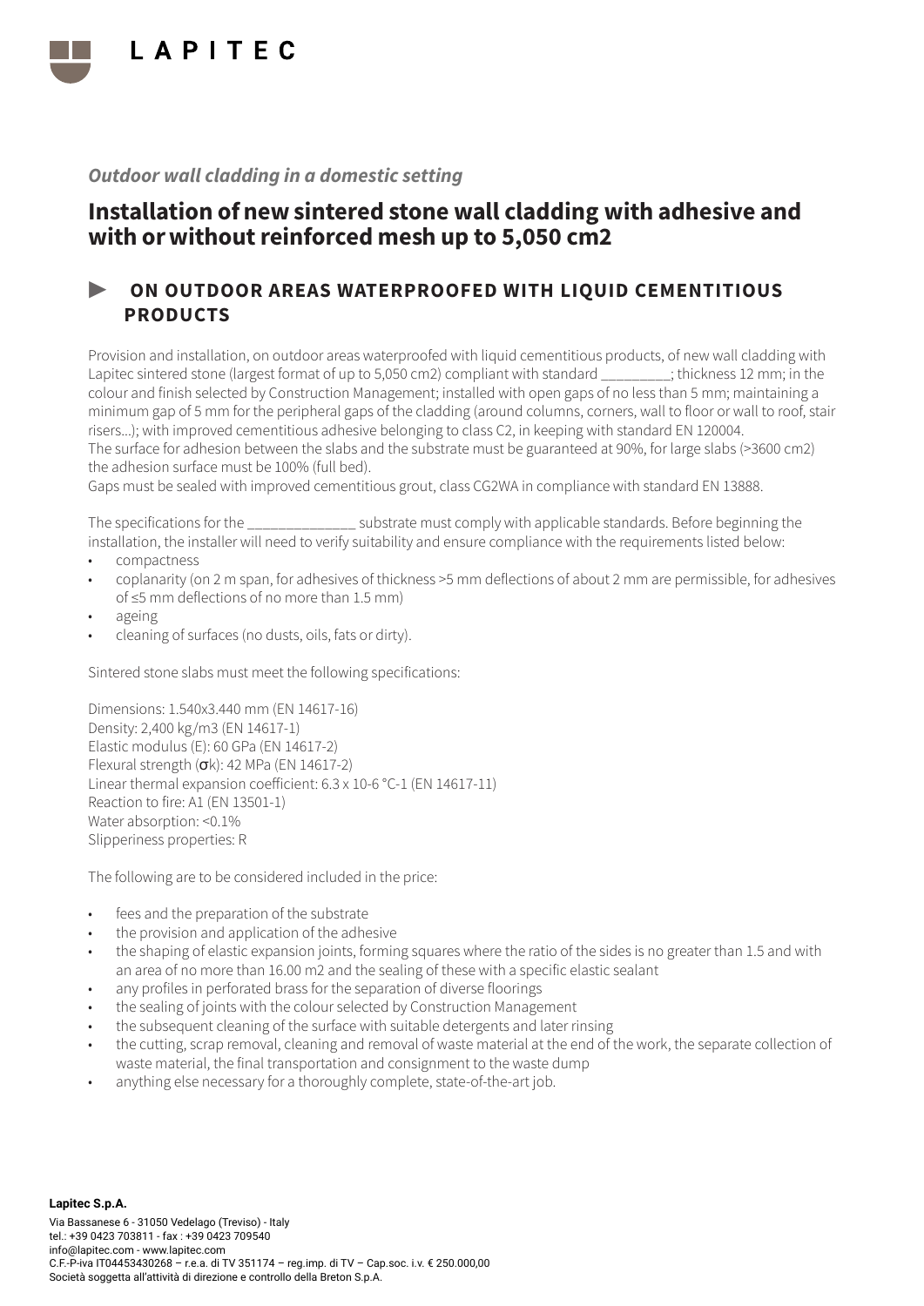*Outdoor wall cladding in a domestic setting*

# Installation of new sintered stone wall cladding with adhesive and with or without reinforced mesh up to 5,050 cm2

## ► ON OUTDOOR AREAS WATERPROOFED WITH LIQUID CEMENTITIOUS PRODUCTS

Provision and installation, on outdoor areas waterproofed with liquid cementitious products, of new wall cladding with Lapitec sintered stone (largest format of up to 5,050 cm2) compliant with standard _________; thickness 12 mm; in the colour and finish selected by Construction Management; installed with open gaps of no less than 5 mm; maintaining a minimum gap of 5 mm for the peripheral gaps of the cladding (around columns, corners, wall to floor or wall to roof, stair risers…); with improved cementitious adhesive belonging to class C2, in keeping with standard EN 120004.
The surface for adhesion between the slabs and the substrate must be guaranteed at 90%, for large slabs (>3600 cm2) the adhesion surface must be 100% (full bed).
Gaps must be sealed with improved cementitious grout, class CG2WA in compliance with standard EN 13888.

The specifications for the ______________ substrate must comply with applicable standards. Before beginning the installation, the installer will need to verify suitability and ensure compliance with the requirements listed below:

- compactness
- coplanarity (on 2 m span, for adhesives of thickness >5 mm deflections of about 2 mm are permissible, for adhesives of ≤5 mm deflections of no more than 1.5 mm)
- ageing
- cleaning of surfaces (no dusts, oils, fats or dirty).

Sintered stone slabs must meet the following specifications:

Dimensions: 1.540x3.440 mm (EN 14617-16)
Density: 2,400 kg/m3 (EN 14617-1)
Elastic modulus (E): 60 GPa (EN 14617-2)
Flexural strength ($\sigma$k): 42 MPa (EN 14617-2)
Linear thermal expansion coefficient: 6.3 x 10-6 °C-1 (EN 14617-11)
Reaction to fire: A1 (EN 13501-1)
Water absorption: <0.1%
Slipperiness properties: R

The following are to be considered included in the price:

- fees and the preparation of the substrate
- the provision and application of the adhesive
- the shaping of elastic expansion joints, forming squares where the ratio of the sides is no greater than 1.5 and with an area of no more than 16.00 m2 and the sealing of these with a specific elastic sealant
- any profiles in perforated brass for the separation of diverse floorings
- the sealing of joints with the colour selected by Construction Management
- the subsequent cleaning of the surface with suitable detergents and later rinsing
- the cutting, scrap removal, cleaning and removal of waste material at the end of the work, the separate collection of waste material, the final transportation and consignment to the waste dump
- anything else necessary for a thoroughly complete, state-of-the-art job.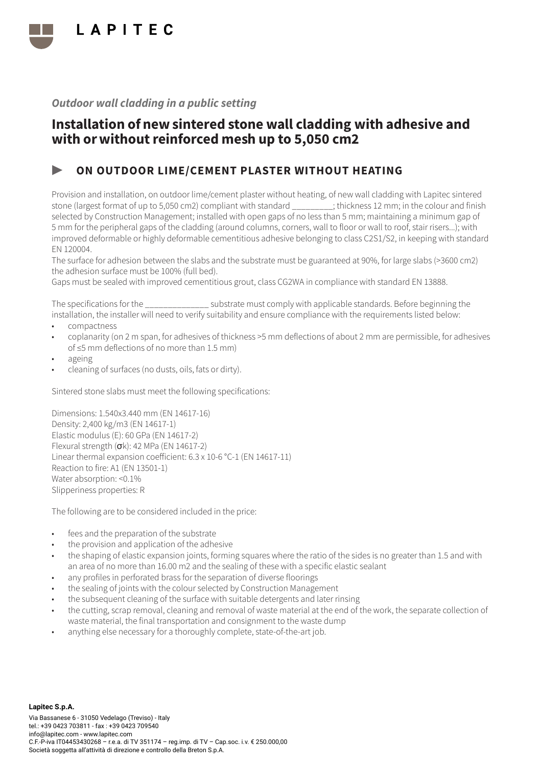*Outdoor wall cladding in a public setting*

# Installation of new sintered stone wall cladding with adhesive and with or without reinforced mesh up to 5,050 cm2

## ► ON OUTDOOR LIME/CEMENT PLASTER WITHOUT HEATING

Provision and installation, on outdoor lime/cement plaster without heating, of new wall cladding with Lapitec sintered stone (largest format of up to 5,050 cm2) compliant with standard _________; thickness 12 mm; in the colour and finish selected by Construction Management; installed with open gaps of no less than 5 mm; maintaining a minimum gap of 5 mm for the peripheral gaps of the cladding (around columns, corners, wall to floor or wall to roof, stair risers...); with improved deformable or highly deformable cementitious adhesive belonging to class C2S1/S2, in keeping with standard EN 120004.
The surface for adhesion between the slabs and the substrate must be guaranteed at 90%, for large slabs (>3600 cm2) the adhesion surface must be 100% (full bed).
Gaps must be sealed with improved cementitious grout, class CG2WA in compliance with standard EN 13888.

The specifications for the ______________ substrate must comply with applicable standards. Before beginning the installation, the installer will need to verify suitability and ensure compliance with the requirements listed below:

- compactness
- coplanarity (on 2 m span, for adhesives of thickness >5 mm deflections of about 2 mm are permissible, for adhesives of ≤5 mm deflections of no more than 1.5 mm)
- ageing
- cleaning of surfaces (no dusts, oils, fats or dirty).

Sintered stone slabs must meet the following specifications:

Dimensions: 1.540x3.440 mm (EN 14617-16)
Density: 2,400 kg/m3 (EN 14617-1)
Elastic modulus (E): 60 GPa (EN 14617-2)
Flexural strength ($\sigma k$): 42 MPa (EN 14617-2)
Linear thermal expansion coefficient: $6.3 \times 10^{-6}$ °C-1 (EN 14617-11)
Reaction to fire: A1 (EN 13501-1)
Water absorption: <0.1%
Slipperiness properties: R

The following are to be considered included in the price:

- fees and the preparation of the substrate
- the provision and application of the adhesive
- the shaping of elastic expansion joints, forming squares where the ratio of the sides is no greater than 1.5 and with an area of no more than 16.00 m2 and the sealing of these with a specific elastic sealant
- any profiles in perforated brass for the separation of diverse floorings
- the sealing of joints with the colour selected by Construction Management
- the subsequent cleaning of the surface with suitable detergents and later rinsing
- the cutting, scrap removal, cleaning and removal of waste material at the end of the work, the separate collection of waste material, the final transportation and consignment to the waste dump
- anything else necessary for a thoroughly complete, state-of-the-art job.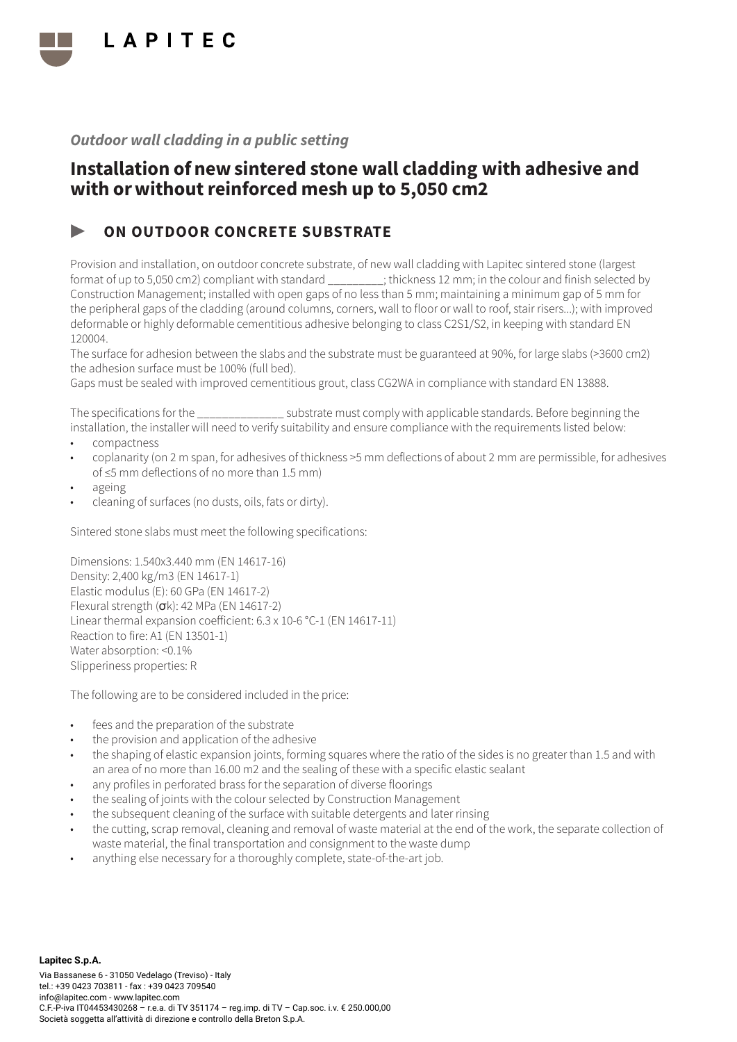*Outdoor wall cladding in a public setting*

# Installation of new sintered stone wall cladding with adhesive and with or without reinforced mesh up to 5,050 cm2

## ▶ ON OUTDOOR CONCRETE SUBSTRATE

Provision and installation, on outdoor concrete substrate, of new wall cladding with Lapitec sintered stone (largest format of up to 5,050 cm2) compliant with standard _________; thickness 12 mm; in the colour and finish selected by Construction Management; installed with open gaps of no less than 5 mm; maintaining a minimum gap of 5 mm for the peripheral gaps of the cladding (around columns, corners, wall to floor or wall to roof, stair risers...); with improved deformable or highly deformable cementitious adhesive belonging to class C2S1/S2, in keeping with standard EN 120004.

The surface for adhesion between the slabs and the substrate must be guaranteed at 90%, for large slabs (>3600 cm2) the adhesion surface must be 100% (full bed).

Gaps must be sealed with improved cementitious grout, class CG2WA in compliance with standard EN 13888.

The specifications for the ______________ substrate must comply with applicable standards. Before beginning the installation, the installer will need to verify suitability and ensure compliance with the requirements listed below:

- compactness
- coplanarity (on 2 m span, for adhesives of thickness >5 mm deflections of about 2 mm are permissible, for adhesives of ≤5 mm deflections of no more than 1.5 mm)
- ageing
- cleaning of surfaces (no dusts, oils, fats or dirty).

Sintered stone slabs must meet the following specifications:

Dimensions: 1.540x3.440 mm (EN 14617-16)
Density: 2,400 kg/m3 (EN 14617-1)
Elastic modulus (E): 60 GPa (EN 14617-2)
Flexural strength ($\sigma$k): 42 MPa (EN 14617-2)
Linear thermal expansion coefficient: 6.3 x 10-6 °C-1 (EN 14617-11)
Reaction to fire: A1 (EN 13501-1)
Water absorption: <0.1%
Slipperiness properties: R

The following are to be considered included in the price:

- fees and the preparation of the substrate
- the provision and application of the adhesive
- the shaping of elastic expansion joints, forming squares where the ratio of the sides is no greater than 1.5 and with an area of no more than 16.00 m2 and the sealing of these with a specific elastic sealant
- any profiles in perforated brass for the separation of diverse floorings
- the sealing of joints with the colour selected by Construction Management
- the subsequent cleaning of the surface with suitable detergents and later rinsing
- the cutting, scrap removal, cleaning and removal of waste material at the end of the work, the separate collection of waste material, the final transportation and consignment to the waste dump
- anything else necessary for a thoroughly complete, state-of-the-art job.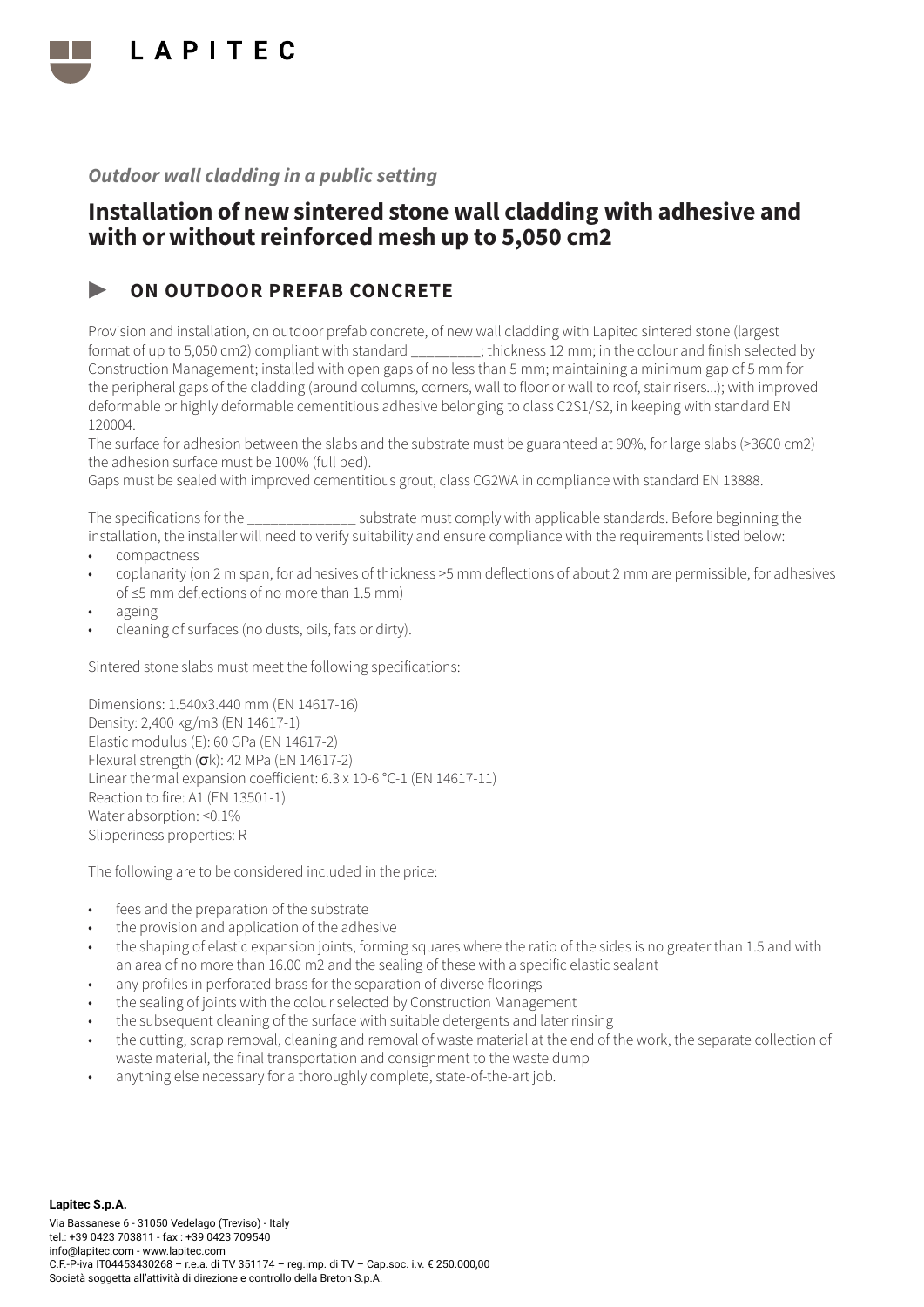*Outdoor wall cladding in a public setting*

# Installation of new sintered stone wall cladding with adhesive and with or without reinforced mesh up to 5,050 cm2

## ▶ ON OUTDOOR PREFAB CONCRETE

Provision and installation, on outdoor prefab concrete, of new wall cladding with Lapitec sintered stone (largest format of up to 5,050 cm2) compliant with standard _________; thickness 12 mm; in the colour and finish selected by Construction Management; installed with open gaps of no less than 5 mm; maintaining a minimum gap of 5 mm for the peripheral gaps of the cladding (around columns, corners, wall to floor or wall to roof, stair risers...); with improved deformable or highly deformable cementitious adhesive belonging to class C2S1/S2, in keeping with standard EN 120004.
The surface for adhesion between the slabs and the substrate must be guaranteed at 90%, for large slabs (>3600 cm2) the adhesion surface must be 100% (full bed).
Gaps must be sealed with improved cementitious grout, class CG2WA in compliance with standard EN 13888.

The specifications for the ______________ substrate must comply with applicable standards. Before beginning the installation, the installer will need to verify suitability and ensure compliance with the requirements listed below:

- compactness
- coplanarity (on 2 m span, for adhesives of thickness >5 mm deflections of about 2 mm are permissible, for adhesives of ≤5 mm deflections of no more than 1.5 mm)
- ageing
- cleaning of surfaces (no dusts, oils, fats or dirty).

Sintered stone slabs must meet the following specifications:

Dimensions: 1.540x3.440 mm (EN 14617-16)
Density: 2,400 kg/m3 (EN 14617-1)
Elastic modulus (E): 60 GPa (EN 14617-2)
Flexural strength ($\sigma_k$): 42 MPa (EN 14617-2)
Linear thermal expansion coefficient: $6.3 \times 10^{-6}$ °C-1 (EN 14617-11)
Reaction to fire: A1 (EN 13501-1)
Water absorption: <0.1%
Slipperiness properties: R

The following are to be considered included in the price:

- fees and the preparation of the substrate
- the provision and application of the adhesive
- the shaping of elastic expansion joints, forming squares where the ratio of the sides is no greater than 1.5 and with an area of no more than 16.00 m2 and the sealing of these with a specific elastic sealant
- any profiles in perforated brass for the separation of diverse floorings
- the sealing of joints with the colour selected by Construction Management
- the subsequent cleaning of the surface with suitable detergents and later rinsing
- the cutting, scrap removal, cleaning and removal of waste material at the end of the work, the separate collection of waste material, the final transportation and consignment to the waste dump
- anything else necessary for a thoroughly complete, state-of-the-art job.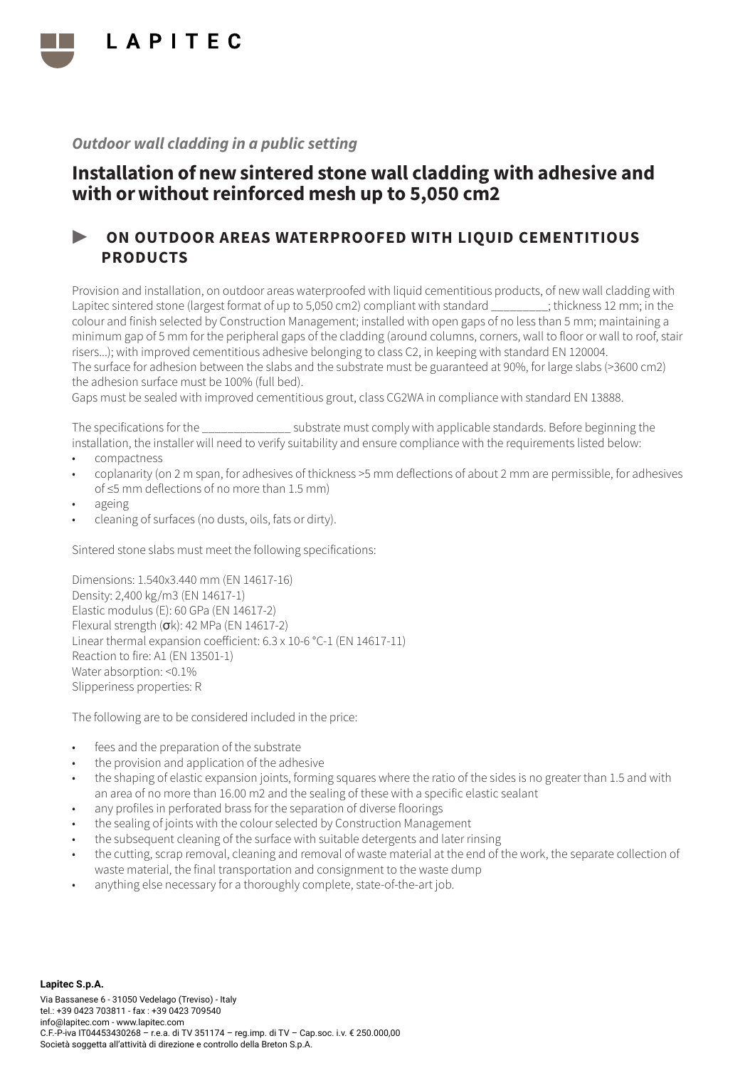*Outdoor wall cladding in a public setting*

# Installation of new sintered stone wall cladding with adhesive and with or without reinforced mesh up to 5,050 cm2

## ► ON OUTDOOR AREAS WATERPROOFED WITH LIQUID CEMENTITIOUS PRODUCTS

Provision and installation, on outdoor areas waterproofed with liquid cementitious products, of new wall cladding with Lapitec sintered stone (largest format of up to 5,050 cm2) compliant with standard _________; thickness 12 mm; in the colour and finish selected by Construction Management; installed with open gaps of no less than 5 mm; maintaining a minimum gap of 5 mm for the peripheral gaps of the cladding (around columns, corners, wall to floor or wall to roof, stair risers...); with improved cementitious adhesive belonging to class C2, in keeping with standard EN 120004.
The surface for adhesion between the slabs and the substrate must be guaranteed at 90%, for large slabs (>3600 cm2) the adhesion surface must be 100% (full bed).
Gaps must be sealed with improved cementitious grout, class CG2WA in compliance with standard EN 13888.

The specifications for the ______________ substrate must comply with applicable standards. Before beginning the installation, the installer will need to verify suitability and ensure compliance with the requirements listed below:

- compactness
- coplanarity (on 2 m span, for adhesives of thickness >5 mm deflections of about 2 mm are permissible, for adhesives of ≤5 mm deflections of no more than 1.5 mm)
- ageing
- cleaning of surfaces (no dusts, oils, fats or dirty).

Sintered stone slabs must meet the following specifications:

Dimensions: 1.540x3.440 mm (EN 14617-16)
Density: 2,400 kg/m3 (EN 14617-1)
Elastic modulus (E): 60 GPa (EN 14617-2)
Flexural strength ($\sigma k$): 42 MPa (EN 14617-2)
Linear thermal expansion coefficient: 6.3 x 10-6 °C-1 (EN 14617-11)
Reaction to fire: A1 (EN 13501-1)
Water absorption: <0.1%
Slipperiness properties: R

The following are to be considered included in the price:

- fees and the preparation of the substrate
- the provision and application of the adhesive
- the shaping of elastic expansion joints, forming squares where the ratio of the sides is no greater than 1.5 and with an area of no more than 16.00 m2 and the sealing of these with a specific elastic sealant
- any profiles in perforated brass for the separation of diverse floorings
- the sealing of joints with the colour selected by Construction Management
- the subsequent cleaning of the surface with suitable detergents and later rinsing
- the cutting, scrap removal, cleaning and removal of waste material at the end of the work, the separate collection of waste material, the final transportation and consignment to the waste dump
- anything else necessary for a thoroughly complete, state-of-the-art job.

**Lapitec S.p.A.**
Via Bassanese 6 - 31050 Vedelago (Treviso) - Italy
tel.: +39 0423 703811 - fax : +39 0423 709540
info@lapitec.com - www.lapitec.com
C.F.-P.iva IT04453430268 – r.e.a. di TV 351174 – reg.imp. di TV – Cap.soc. i.v. € 250.000,00
Società soggetta all'attività di direzione e controllo della Breton S.p.A.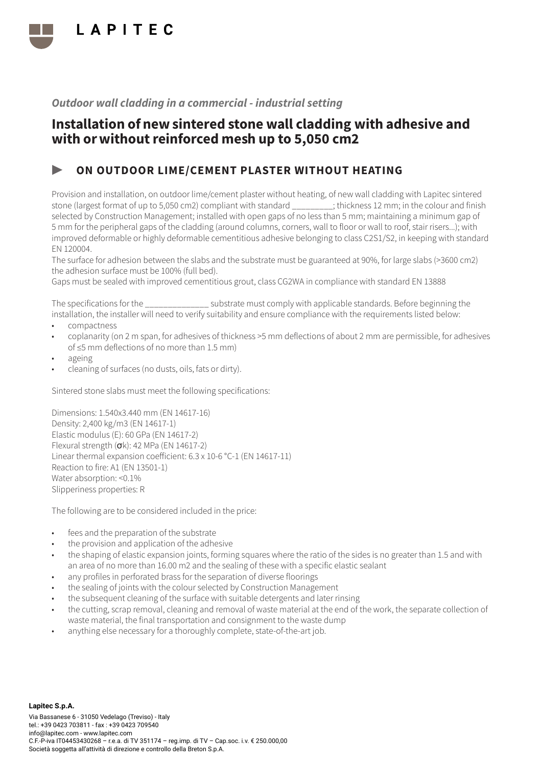*Outdoor wall cladding in a commercial - industrial setting*

# Installation of new sintered stone wall cladding with adhesive and with or without reinforced mesh up to 5,050 cm2

## ► ON OUTDOOR LIME/CEMENT PLASTER WITHOUT HEATING

Provision and installation, on outdoor lime/cement plaster without heating, of new wall cladding with Lapitec sintered stone (largest format of up to 5,050 cm2) compliant with standard _________; thickness 12 mm; in the colour and finish selected by Construction Management; installed with open gaps of no less than 5 mm; maintaining a minimum gap of 5 mm for the peripheral gaps of the cladding (around columns, corners, wall to floor or wall to roof, stair risers...); with improved deformable or highly deformable cementitious adhesive belonging to class C2S1/S2, in keeping with standard EN 120004.
The surface for adhesion between the slabs and the substrate must be guaranteed at 90%, for large slabs (>3600 cm2) the adhesion surface must be 100% (full bed).
Gaps must be sealed with improved cementitious grout, class CG2WA in compliance with standard EN 13888

The specifications for the ______________ substrate must comply with applicable standards. Before beginning the installation, the installer will need to verify suitability and ensure compliance with the requirements listed below:

- compactness
- coplanarity (on 2 m span, for adhesives of thickness >5 mm deflections of about 2 mm are permissible, for adhesives of ≤5 mm deflections of no more than 1.5 mm)
- ageing
- cleaning of surfaces (no dusts, oils, fats or dirty).

Sintered stone slabs must meet the following specifications:

Dimensions: 1.540x3.440 mm (EN 14617-16)
Density: 2,400 kg/m3 (EN 14617-1)
Elastic modulus (E): 60 GPa (EN 14617-2)
Flexural strength ($\sigma k$): 42 MPa (EN 14617-2)
Linear thermal expansion coefficient: 6.3 x 10-6 °C-1 (EN 14617-11)
Reaction to fire: A1 (EN 13501-1)
Water absorption: <0.1%
Slipperiness properties: R

The following are to be considered included in the price:

- fees and the preparation of the substrate
- the provision and application of the adhesive
- the shaping of elastic expansion joints, forming squares where the ratio of the sides is no greater than 1.5 and with an area of no more than 16.00 m2 and the sealing of these with a specific elastic sealant
- any profiles in perforated brass for the separation of diverse floorings
- the sealing of joints with the colour selected by Construction Management
- the subsequent cleaning of the surface with suitable detergents and later rinsing
- the cutting, scrap removal, cleaning and removal of waste material at the end of the work, the separate collection of waste material, the final transportation and consignment to the waste dump
- anything else necessary for a thoroughly complete, state-of-the-art job.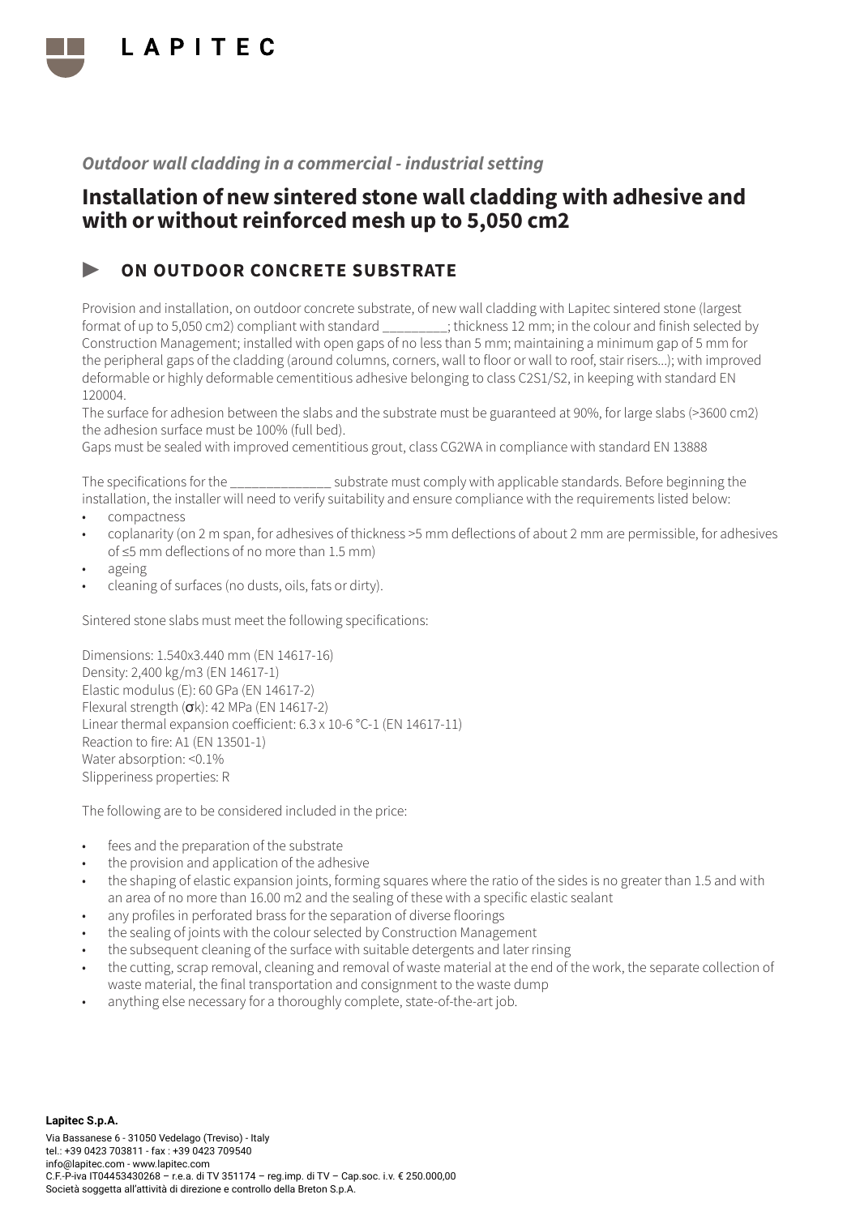*Outdoor wall cladding in a commercial - industrial setting*

# Installation of new sintered stone wall cladding with adhesive and with or without reinforced mesh up to 5,050 cm2

## ► ON OUTDOOR CONCRETE SUBSTRATE

Provision and installation, on outdoor concrete substrate, of new wall cladding with Lapitec sintered stone (largest format of up to 5,050 cm2) compliant with standard _________; thickness 12 mm; in the colour and finish selected by Construction Management; installed with open gaps of no less than 5 mm; maintaining a minimum gap of 5 mm for the peripheral gaps of the cladding (around columns, corners, wall to floor or wall to roof, stair risers...); with improved deformable or highly deformable cementitious adhesive belonging to class C2S1/S2, in keeping with standard EN 120004.

The surface for adhesion between the slabs and the substrate must be guaranteed at 90%, for large slabs (>3600 cm2) the adhesion surface must be 100% (full bed).

Gaps must be sealed with improved cementitious grout, class CG2WA in compliance with standard EN 13888

The specifications for the ______________ substrate must comply with applicable standards. Before beginning the installation, the installer will need to verify suitability and ensure compliance with the requirements listed below:

- compactness
- coplanarity (on 2 m span, for adhesives of thickness >5 mm deflections of about 2 mm are permissible, for adhesives of ≤5 mm deflections of no more than 1.5 mm)
- ageing
- cleaning of surfaces (no dusts, oils, fats or dirty).

Sintered stone slabs must meet the following specifications:

Dimensions: 1.540x3.440 mm (EN 14617-16)
Density: 2,400 kg/m3 (EN 14617-1)
Elastic modulus (E): 60 GPa (EN 14617-2)
Flexural strength (σk): 42 MPa (EN 14617-2)
Linear thermal expansion coefficient: 6.3 x 10-6 °C-1 (EN 14617-11)
Reaction to fire: A1 (EN 13501-1)
Water absorption: <0.1%
Slipperiness properties: R

The following are to be considered included in the price:

- fees and the preparation of the substrate
- the provision and application of the adhesive
- the shaping of elastic expansion joints, forming squares where the ratio of the sides is no greater than 1.5 and with an area of no more than 16.00 m2 and the sealing of these with a specific elastic sealant
- any profiles in perforated brass for the separation of diverse floorings
- the sealing of joints with the colour selected by Construction Management
- the subsequent cleaning of the surface with suitable detergents and later rinsing
- the cutting, scrap removal, cleaning and removal of waste material at the end of the work, the separate collection of waste material, the final transportation and consignment to the waste dump
- anything else necessary for a thoroughly complete, state-of-the-art job.

**Lapitec S.p.A.**
Via Bassanese 6 - 31050 Vedelago (Treviso) - Italy
tel.: +39 0423 703811 - fax : +39 0423 709540
info@lapitec.com - www.lapitec.com
C.F.-P.iva IT04453430268 – r.e.a. di TV 351174 – reg.imp. di TV – Cap.soc. i.v. € 250.000,00
Società soggetta all'attività di direzione e controllo della Breton S.p.A.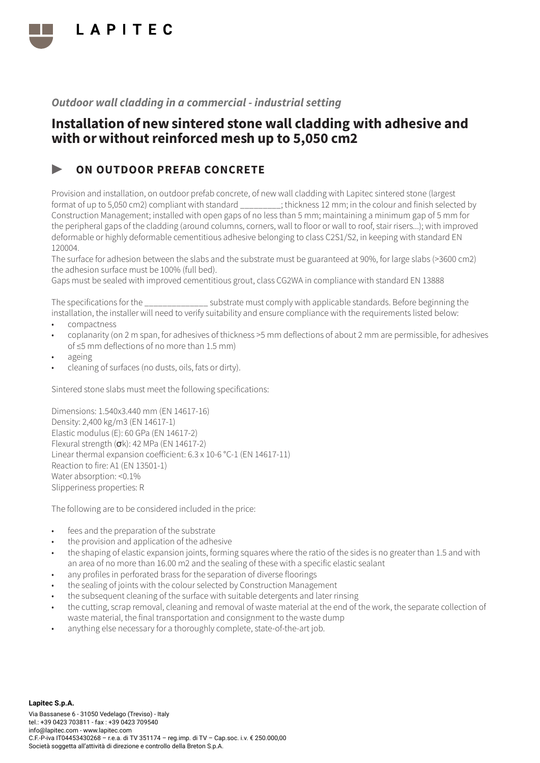*Outdoor wall cladding in a commercial - industrial setting*

# Installation of new sintered stone wall cladding with adhesive and with or without reinforced mesh up to 5,050 cm2

## ► ON OUTDOOR PREFAB CONCRETE

Provision and installation, on outdoor prefab concrete, of new wall cladding with Lapitec sintered stone (largest format of up to 5,050 cm2) compliant with standard _________; thickness 12 mm; in the colour and finish selected by Construction Management; installed with open gaps of no less than 5 mm; maintaining a minimum gap of 5 mm for the peripheral gaps of the cladding (around columns, corners, wall to floor or wall to roof, stair risers...); with improved deformable or highly deformable cementitious adhesive belonging to class C2S1/S2, in keeping with standard EN 120004.

The surface for adhesion between the slabs and the substrate must be guaranteed at 90%, for large slabs (>3600 cm2) the adhesion surface must be 100% (full bed).

Gaps must be sealed with improved cementitious grout, class CG2WA in compliance with standard EN 13888

The specifications for the ______________ substrate must comply with applicable standards. Before beginning the installation, the installer will need to verify suitability and ensure compliance with the requirements listed below:

- compactness
- coplanarity (on 2 m span, for adhesives of thickness >5 mm deflections of about 2 mm are permissible, for adhesives of ≤5 mm deflections of no more than 1.5 mm)
- ageing
- cleaning of surfaces (no dusts, oils, fats or dirty).

Sintered stone slabs must meet the following specifications:

Dimensions: 1.540x3.440 mm (EN 14617-16)
Density: 2,400 kg/m3 (EN 14617-1)
Elastic modulus (E): 60 GPa (EN 14617-2)
Flexural strength ($\sigma k$): 42 MPa (EN 14617-2)
Linear thermal expansion coefficient: 6.3 x $10^{-6}$ °C-1 (EN 14617-11)
Reaction to fire: A1 (EN 13501-1)
Water absorption: <0.1%
Slipperiness properties: R

The following are to be considered included in the price:

- fees and the preparation of the substrate
- the provision and application of the adhesive
- the shaping of elastic expansion joints, forming squares where the ratio of the sides is no greater than 1.5 and with an area of no more than 16.00 m2 and the sealing of these with a specific elastic sealant
- any profiles in perforated brass for the separation of diverse floorings
- the sealing of joints with the colour selected by Construction Management
- the subsequent cleaning of the surface with suitable detergents and later rinsing
- the cutting, scrap removal, cleaning and removal of waste material at the end of the work, the separate collection of waste material, the final transportation and consignment to the waste dump
- anything else necessary for a thoroughly complete, state-of-the-art job.

**Lapitec S.p.A.**
Via Bassanese 6 - 31050 Vedelago (Treviso) - Italy
tel.: +39 0423 703811 - fax : +39 0423 709540
info@lapitec.com - www.lapitec.com
C.F.-P-iva IT04453430268 – r.e.a. di TV 351174 – reg.imp. di TV – Cap.soc. i.v. € 250.000,00
Società soggetta all'attività di direzione e controllo della Breton S.p.A.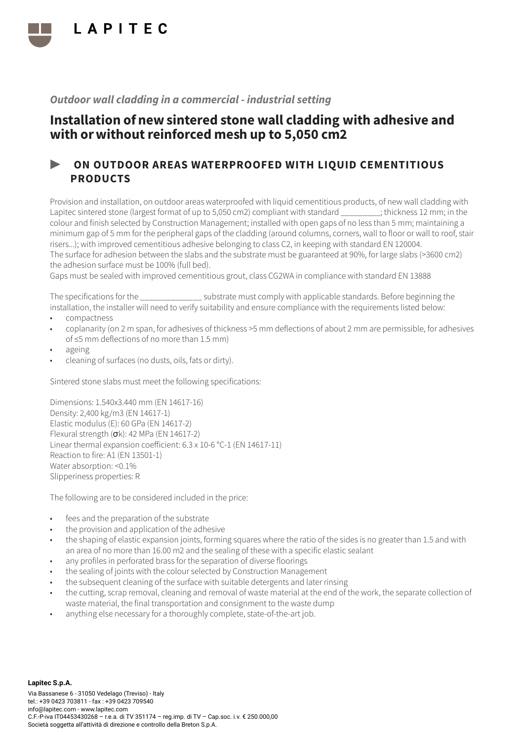*Outdoor wall cladding in a commercial - industrial setting*

# Installation of new sintered stone wall cladding with adhesive and with or without reinforced mesh up to 5,050 cm2

## ► ON OUTDOOR AREAS WATERPROOFED WITH LIQUID CEMENTITIOUS PRODUCTS

Provision and installation, on outdoor areas waterproofed with liquid cementitious products, of new wall cladding with Lapitec sintered stone (largest format of up to 5,050 cm2) compliant with standard _________; thickness 12 mm; in the colour and finish selected by Construction Management; installed with open gaps of no less than 5 mm; maintaining a minimum gap of 5 mm for the peripheral gaps of the cladding (around columns, corners, wall to floor or wall to roof, stair risers...); with improved cementitious adhesive belonging to class C2, in keeping with standard EN 120004.
The surface for adhesion between the slabs and the substrate must be guaranteed at 90%, for large slabs (>3600 cm2) the adhesion surface must be 100% (full bed).
Gaps must be sealed with improved cementitious grout, class CG2WA in compliance with standard EN 13888

The specifications for the ______________ substrate must comply with applicable standards. Before beginning the installation, the installer will need to verify suitability and ensure compliance with the requirements listed below:

- compactness
- coplanarity (on 2 m span, for adhesives of thickness >5 mm deflections of about 2 mm are permissible, for adhesives of ≤5 mm deflections of no more than 1.5 mm)
- ageing
- cleaning of surfaces (no dusts, oils, fats or dirty).

Sintered stone slabs must meet the following specifications:

Dimensions: 1.540x3.440 mm (EN 14617-16)
Density: 2,400 kg/m3 (EN 14617-1)
Elastic modulus (E): 60 GPa (EN 14617-2)
Flexural strength ($\sigma$k): 42 MPa (EN 14617-2)
Linear thermal expansion coefficient: 6.3 x 10-6 °C-1 (EN 14617-11)
Reaction to fire: A1 (EN 13501-1)
Water absorption: <0.1%
Slipperiness properties: R

The following are to be considered included in the price:

- fees and the preparation of the substrate
- the provision and application of the adhesive
- the shaping of elastic expansion joints, forming squares where the ratio of the sides is no greater than 1.5 and with an area of no more than 16.00 m2 and the sealing of these with a specific elastic sealant
- any profiles in perforated brass for the separation of diverse floorings
- the sealing of joints with the colour selected by Construction Management
- the subsequent cleaning of the surface with suitable detergents and later rinsing
- the cutting, scrap removal, cleaning and removal of waste material at the end of the work, the separate collection of waste material, the final transportation and consignment to the waste dump
- anything else necessary for a thoroughly complete, state-of-the-art job.

**Lapitec S.p.A.**
Via Bassanese 6 - 31050 Vedelago (Treviso) - Italy
tel.: +39 0423 703811 - fax : +39 0423 709540
info@lapitec.com - www.lapitec.com
C.F.-P.iva IT04453430268 – r.e.a. di TV 351174 – reg.imp. di TV – Cap.soc. i.v. € 250.000,00
Società soggetta all'attività di direzione e controllo della Breton S.p.A.